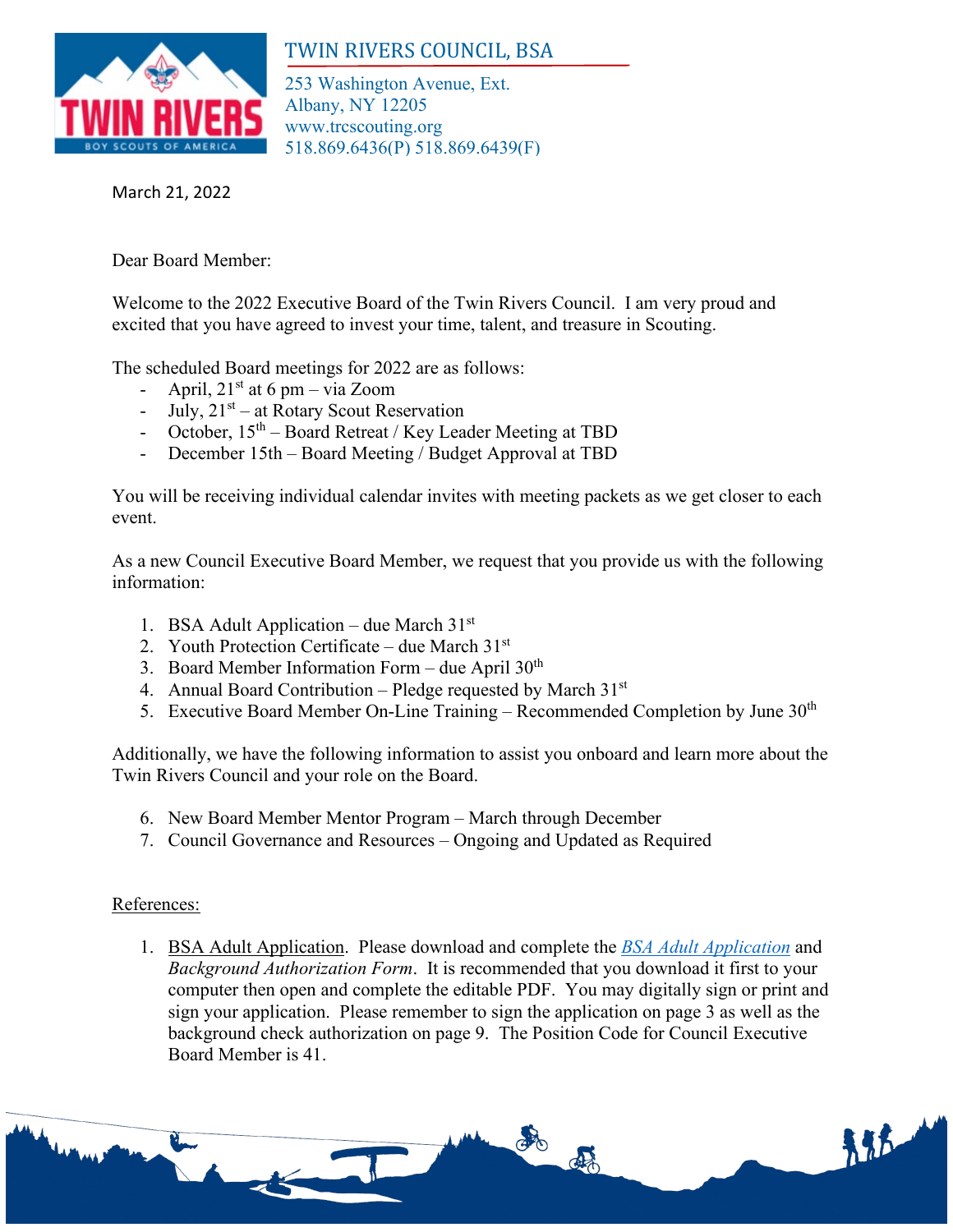TWIN RIVERS COUNCIL, BSA

253 Washington Avenue, Ext.
Albany, NY 12205
www.trcscouting.org
518.869.6436(P) 518.869.6439(F)

March 21, 2022

Dear Board Member:

Welcome to the 2022 Executive Board of the Twin Rivers Council. I am very proud and excited that you have agreed to invest your time, talent, and treasure in Scouting.

The scheduled Board meetings for 2022 are as follows:

- April, 21st at 6 pm – via Zoom
- July, 21st – at Rotary Scout Reservation
- October, 15th – Board Retreat / Key Leader Meeting at TBD
- December 15th – Board Meeting / Budget Approval at TBD

You will be receiving individual calendar invites with meeting packets as we get closer to each event.

As a new Council Executive Board Member, we request that you provide us with the following information:

1. BSA Adult Application – due March 31st
2. Youth Protection Certificate – due March 31st
3. Board Member Information Form – due April 30th
4. Annual Board Contribution – Pledge requested by March 31st
5. Executive Board Member On-Line Training – Recommended Completion by June 30th

Additionally, we have the following information to assist you onboard and learn more about the Twin Rivers Council and your role on the Board.

6. New Board Member Mentor Program – March through December
7. Council Governance and Resources – Ongoing and Updated as Required

References:

1. BSA Adult Application. Please download and complete the *BSA Adult Application* and *Background Authorization Form*. It is recommended that you download it first to your computer then open and complete the editable PDF. You may digitally sign or print and sign your application. Please remember to sign the application on page 3 as well as the background check authorization on page 9. The Position Code for Council Executive Board Member is 41.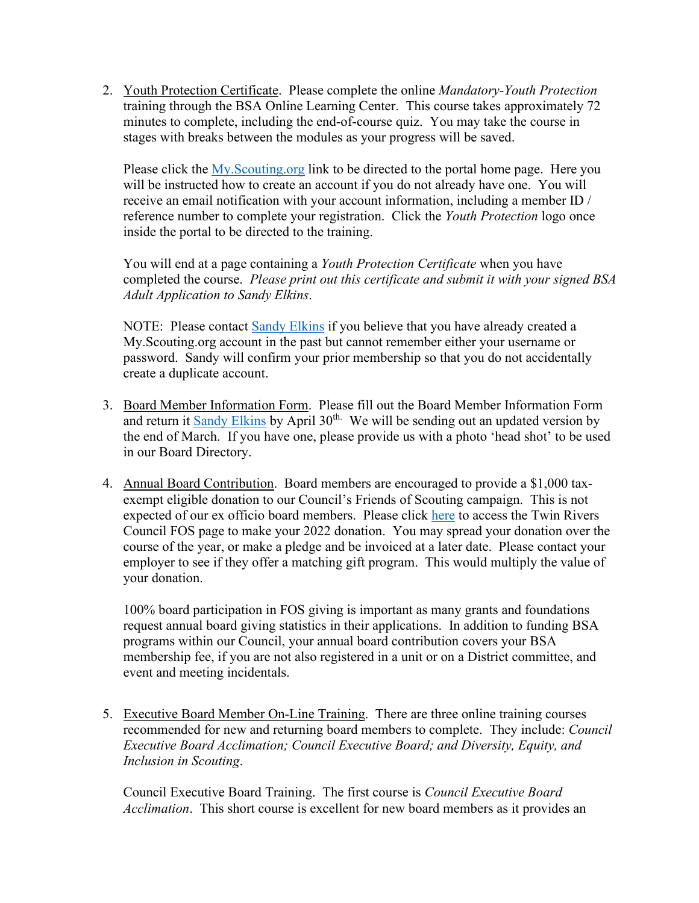2. Youth Protection Certificate. Please complete the online *Mandatory-Youth Protection* training through the BSA Online Learning Center. This course takes approximately 72 minutes to complete, including the end-of-course quiz. You may take the course in stages with breaks between the modules as your progress will be saved.

   Please click the My.Scouting.org link to be directed to the portal home page. Here you will be instructed how to create an account if you do not already have one. You will receive an email notification with your account information, including a member ID / reference number to complete your registration. Click the *Youth Protection* logo once inside the portal to be directed to the training.

   You will end at a page containing a *Youth Protection Certificate* when you have completed the course. *Please print out this certificate and submit it with your signed BSA Adult Application to Sandy Elkins*.

   NOTE: Please contact Sandy Elkins if you believe that you have already created a My.Scouting.org account in the past but cannot remember either your username or password. Sandy will confirm your prior membership so that you do not accidentally create a duplicate account.

3. Board Member Information Form. Please fill out the Board Member Information Form and return it Sandy Elkins by April 30th. We will be sending out an updated version by the end of March. If you have one, please provide us with a photo 'head shot' to be used in our Board Directory.

4. Annual Board Contribution. Board members are encouraged to provide a $1,000 tax-exempt eligible donation to our Council's Friends of Scouting campaign. This is not expected of our ex officio board members. Please click here to access the Twin Rivers Council FOS page to make your 2022 donation. You may spread your donation over the course of the year, or make a pledge and be invoiced at a later date. Please contact your employer to see if they offer a matching gift program. This would multiply the value of your donation.

   100% board participation in FOS giving is important as many grants and foundations request annual board giving statistics in their applications. In addition to funding BSA programs within our Council, your annual board contribution covers your BSA membership fee, if you are not also registered in a unit or on a District committee, and event and meeting incidentals.

5. Executive Board Member On-Line Training. There are three online training courses recommended for new and returning board members to complete. They include: *Council Executive Board Acclimation; Council Executive Board; and Diversity, Equity, and Inclusion in Scouting*.

   Council Executive Board Training. The first course is *Council Executive Board Acclimation*. This short course is excellent for new board members as it provides an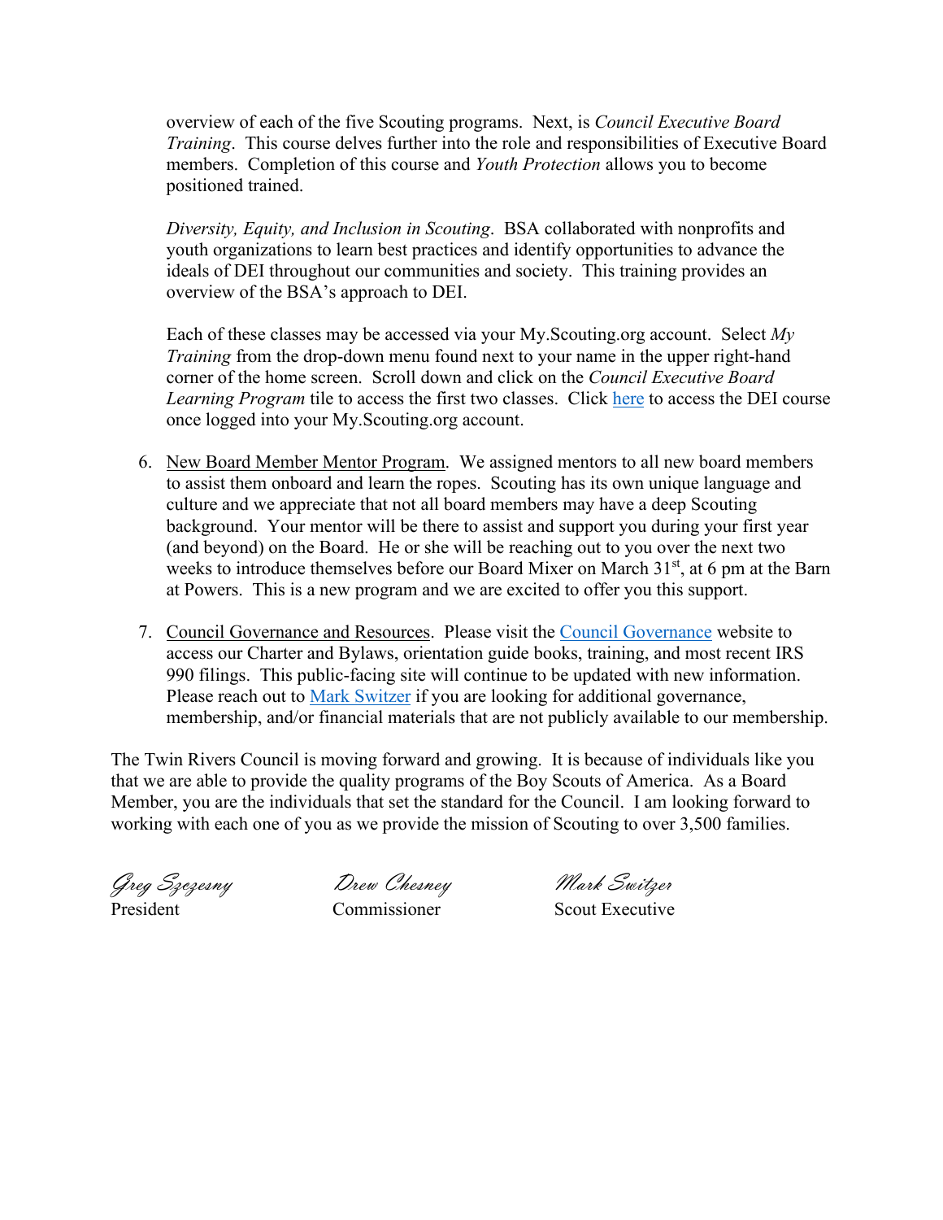overview of each of the five Scouting programs. Next, is *Council Executive Board Training*. This course delves further into the role and responsibilities of Executive Board members. Completion of this course and *Youth Protection* allows you to become positioned trained.

*Diversity, Equity, and Inclusion in Scouting*. BSA collaborated with nonprofits and youth organizations to learn best practices and identify opportunities to advance the ideals of DEI throughout our communities and society. This training provides an overview of the BSA's approach to DEI.

Each of these classes may be accessed via your My.Scouting.org account. Select *My Training* from the drop-down menu found next to your name in the upper right-hand corner of the home screen. Scroll down and click on the *Council Executive Board Learning Program* tile to access the first two classes. Click here to access the DEI course once logged into your My.Scouting.org account.

6. New Board Member Mentor Program. We assigned mentors to all new board members to assist them onboard and learn the ropes. Scouting has its own unique language and culture and we appreciate that not all board members may have a deep Scouting background. Your mentor will be there to assist and support you during your first year (and beyond) on the Board. He or she will be reaching out to you over the next two weeks to introduce themselves before our Board Mixer on March 31st, at 6 pm at the Barn at Powers. This is a new program and we are excited to offer you this support.

7. Council Governance and Resources. Please visit the Council Governance website to access our Charter and Bylaws, orientation guide books, training, and most recent IRS 990 filings. This public-facing site will continue to be updated with new information. Please reach out to Mark Switzer if you are looking for additional governance, membership, and/or financial materials that are not publicly available to our membership.

The Twin Rivers Council is moving forward and growing. It is because of individuals like you that we are able to provide the quality programs of the Boy Scouts of America. As a Board Member, you are the individuals that set the standard for the Council. I am looking forward to working with each one of you as we provide the mission of Scouting to over 3,500 families.

*Greg Szczesny*
President

*Drew Chesney*
Commissioner

*Mark Switzer*
Scout Executive